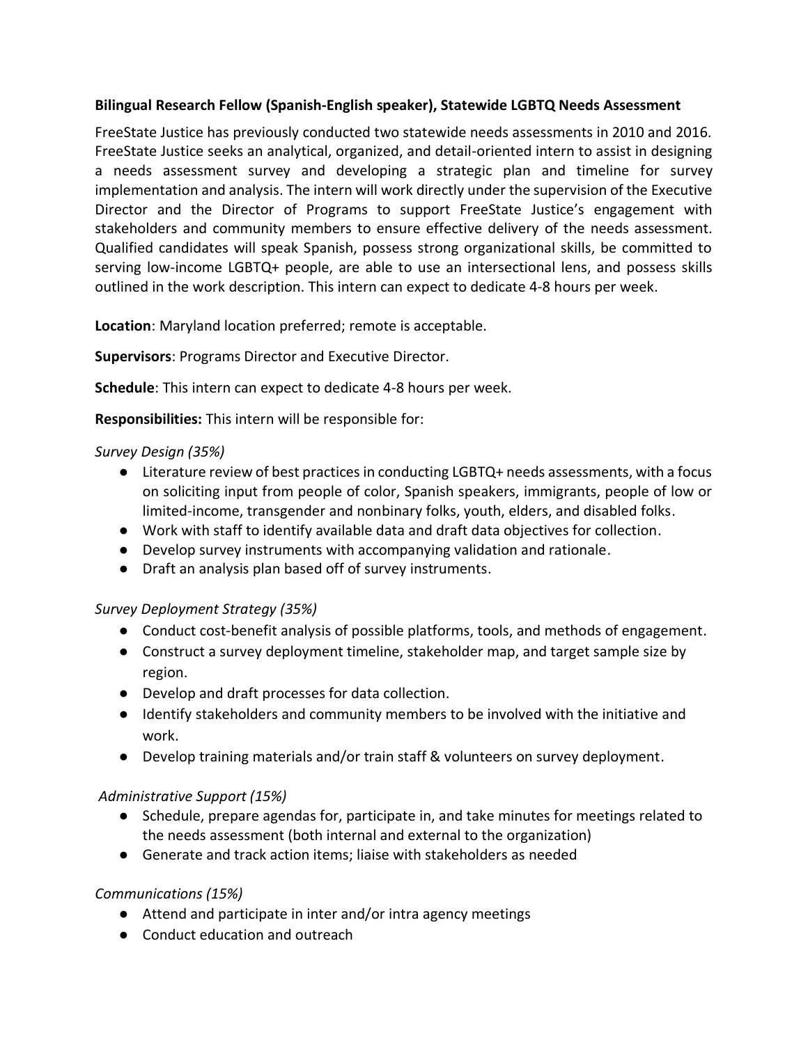**Bilingual Research Fellow (Spanish-English speaker), Statewide LGBTQ Needs Assessment**

FreeState Justice has previously conducted two statewide needs assessments in 2010 and 2016. FreeState Justice seeks an analytical, organized, and detail-oriented intern to assist in designing a needs assessment survey and developing a strategic plan and timeline for survey implementation and analysis. The intern will work directly under the supervision of the Executive Director and the Director of Programs to support FreeState Justice's engagement with stakeholders and community members to ensure effective delivery of the needs assessment. Qualified candidates will speak Spanish, possess strong organizational skills, be committed to serving low-income LGBTQ+ people, are able to use an intersectional lens, and possess skills outlined in the work description. This intern can expect to dedicate 4-8 hours per week.

**Location**: Maryland location preferred; remote is acceptable.

**Supervisors**: Programs Director and Executive Director.

**Schedule**: This intern can expect to dedicate 4-8 hours per week.

**Responsibilities:** This intern will be responsible for:

*Survey Design (35%)*

- Literature review of best practices in conducting LGBTQ+ needs assessments, with a focus on soliciting input from people of color, Spanish speakers, immigrants, people of low or limited-income, transgender and nonbinary folks, youth, elders, and disabled folks.
- Work with staff to identify available data and draft data objectives for collection.
- Develop survey instruments with accompanying validation and rationale.
- Draft an analysis plan based off of survey instruments.

*Survey Deployment Strategy (35%)*

- Conduct cost-benefit analysis of possible platforms, tools, and methods of engagement.
- Construct a survey deployment timeline, stakeholder map, and target sample size by region.
- Develop and draft processes for data collection.
- Identify stakeholders and community members to be involved with the initiative and work.
- Develop training materials and/or train staff & volunteers on survey deployment.

*Administrative Support (15%)*

- Schedule, prepare agendas for, participate in, and take minutes for meetings related to the needs assessment (both internal and external to the organization)
- Generate and track action items; liaise with stakeholders as needed

*Communications (15%)*

- Attend and participate in inter and/or intra agency meetings
- Conduct education and outreach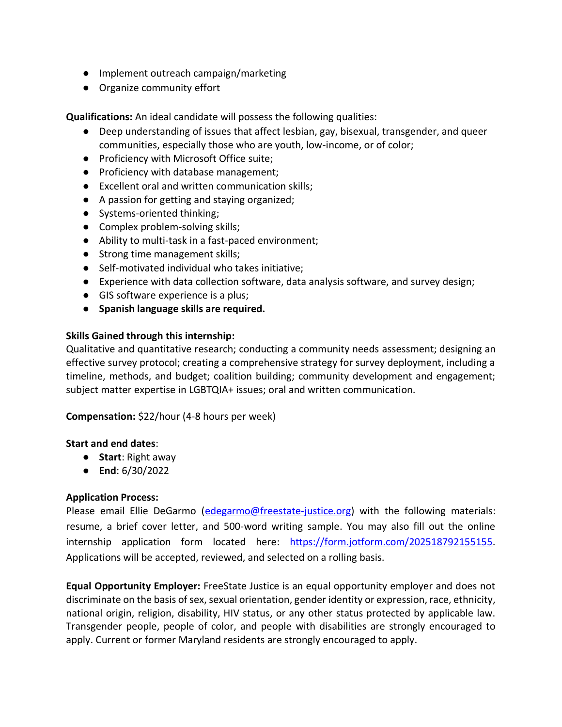- Implement outreach campaign/marketing
- Organize community effort

**Qualifications:** An ideal candidate will possess the following qualities:

- Deep understanding of issues that affect lesbian, gay, bisexual, transgender, and queer communities, especially those who are youth, low-income, or of color;
- Proficiency with Microsoft Office suite;
- Proficiency with database management;
- Excellent oral and written communication skills;
- A passion for getting and staying organized;
- Systems-oriented thinking;
- Complex problem-solving skills;
- Ability to multi-task in a fast-paced environment;
- Strong time management skills;
- Self-motivated individual who takes initiative;
- Experience with data collection software, data analysis software, and survey design;
- GIS software experience is a plus;
- **Spanish language skills are required.**

**Skills Gained through this internship:**
Qualitative and quantitative research; conducting a community needs assessment; designing an effective survey protocol; creating a comprehensive strategy for survey deployment, including a timeline, methods, and budget; coalition building; community development and engagement; subject matter expertise in LGBTQIA+ issues; oral and written communication.

**Compensation:** $22/hour (4-8 hours per week)

**Start and end dates**:

- **Start**: Right away
- **End**: 6/30/2022

**Application Process:**
Please email Ellie DeGarmo (edegarmo@freestate-justice.org) with the following materials: resume, a brief cover letter, and 500-word writing sample. You may also fill out the online internship application form located here: https://form.jotform.com/202518792155155. Applications will be accepted, reviewed, and selected on a rolling basis.

**Equal Opportunity Employer:** FreeState Justice is an equal opportunity employer and does not discriminate on the basis of sex, sexual orientation, gender identity or expression, race, ethnicity, national origin, religion, disability, HIV status, or any other status protected by applicable law. Transgender people, people of color, and people with disabilities are strongly encouraged to apply. Current or former Maryland residents are strongly encouraged to apply.